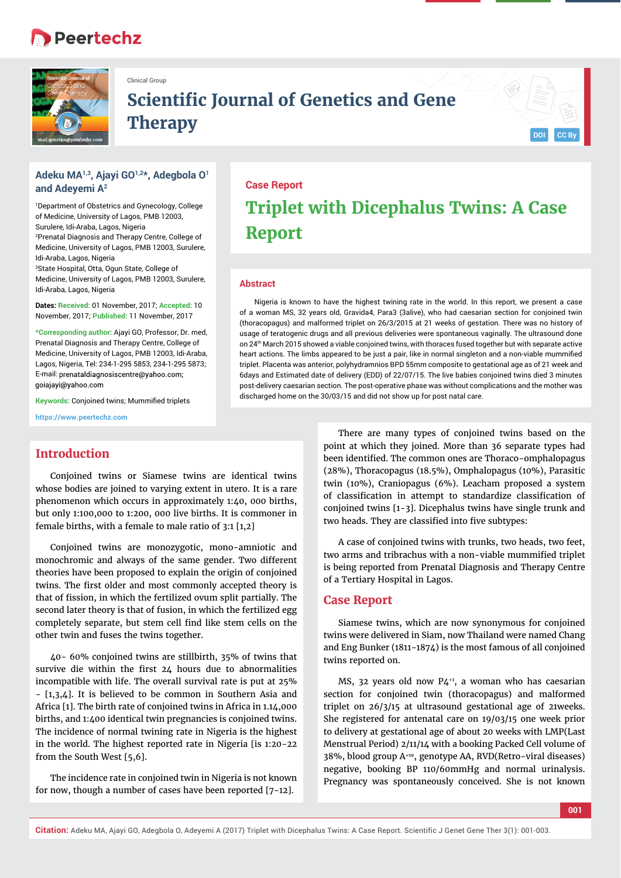Clinical Group

# Scientific Journal of Genetics and Gene Therapy

**Adeku MA[1,3], Ajayi GO[1,2]*, Adegbola O[1] and Adeyemi A[2]**

[1]Department of Obstetrics and Gynecology, College of Medicine, University of Lagos, PMB 12003, Surulere, Idi-Araba, Lagos, Nigeria
[2]Prenatal Diagnosis and Therapy Centre, College of Medicine, University of Lagos, PMB 12003, Surulere, Idi-Araba, Lagos, Nigeria
[3]State Hospital, Otta, Ogun State, College of Medicine, University of Lagos, PMB 12003, Surulere, Idi-Araba, Lagos, Nigeria

**Dates: Received:** 01 November, 2017; **Accepted:** 10 November, 2017; **Published:** 11 November, 2017

***Corresponding author:** Ajayi GO, Professor, Dr. med, Prenatal Diagnosis and Therapy Centre, College of Medicine, University of Lagos, PMB 12003, Idi-Araba, Lagos, Nigeria, Tel: 234-1-295 5853, 234-1-295 5873; E-mail: prenataldiagnosiscentre@yahoo.com; goiajayi@yahoo.com

**Keywords:** Conjoined twins; Mummified triplets

https://www.peertechz.com

**Case Report**

# Triplet with Dicephalus Twins: A Case Report

## Abstract

Nigeria is known to have the highest twining rate in the world. In this report, we present a case of a woman MS, 32 years old, Gravida4, Para3 (3alive), who had caesarian section for conjoined twin (thoracopagus) and malformed triplet on 26/3/2015 at 21 weeks of gestation. There was no history of usage of teratogenic drugs and all previous deliveries were spontaneous vaginally. The ultrasound done on 24th March 2015 showed a viable conjoined twins, with thoraces fused together but with separate active heart actions. The limbs appeared to be just a pair, like in normal singleton and a non-viable mummified triplet. Placenta was anterior, polyhydramnios BPD 55mm composite to gestational age as of 21 week and 6days and Estimated date of delivery (EDD) of 22/07/15. The live babies conjoined twins died 3 minutes post-delivery caesarian section. The post-operative phase was without complications and the mother was discharged home on the 30/03/15 and did not show up for post natal care.

## Introduction

Conjoined twins or Siamese twins are identical twins whose bodies are joined to varying extent in utero. It is a rare phenomenon which occurs in approximately 1:40, 000 births, but only 1:100,000 to 1:200, 000 live births. It is commoner in female births, with a female to male ratio of 3:1 [1,2]

Conjoined twins are monozygotic, mono-amniotic and monochromic and always of the same gender. Two different theories have been proposed to explain the origin of conjoined twins. The first older and most commonly accepted theory is that of fission, in which the fertilized ovum split partially. The second later theory is that of fusion, in which the fertilized egg completely separate, but stem cell find like stem cells on the other twin and fuses the twins together.

40- 60% conjoined twins are stillbirth, 35% of twins that survive die within the first 24 hours due to abnormalities incompatible with life. The overall survival rate is put at 25% - [1,3,4]. It is believed to be common in Southern Asia and Africa [1]. The birth rate of conjoined twins in Africa in 1.14,000 births, and 1:400 identical twin pregnancies is conjoined twins. The incidence of normal twining rate in Nigeria is the highest in the world. The highest reported rate in Nigeria [is 1:20-22 from the South West [5,6].

The incidence rate in conjoined twin in Nigeria is not known for now, though a number of cases have been reported [7-12].

There are many types of conjoined twins based on the point at which they joined. More than 36 separate types had been identified. The common ones are Thoraco-omphalopagus (28%), Thoracopagus (18.5%), Omphalopagus (10%), Parasitic twin (10%), Craniopagus (6%). Leacham proposed a system of classification in attempt to standardize classification of conjoined twins [1-3]. Dicephalus twins have single trunk and two heads. They are classified into five subtypes:

A case of conjoined twins with trunks, two heads, two feet, two arms and tribrachus with a non-viable mummified triplet is being reported from Prenatal Diagnosis and Therapy Centre of a Tertiary Hospital in Lagos.

## Case Report

Siamese twins, which are now synonymous for conjoined twins were delivered in Siam, now Thailand were named Chang and Eng Bunker (1811-1874) is the most famous of all conjoined twins reported on.

MS, 32 years old now P4$^{+1}$, a woman who has caesarian section for conjoined twin (thoracopagus) and malformed triplet on 26/3/15 at ultrasound gestational age of 21weeks. She registered for antenatal care on 19/03/15 one week prior to delivery at gestational age of about 20 weeks with LMP(Last Menstrual Period) 2/11/14 with a booking Packed Cell volume of 38%, blood group A$^{+ve}$, genotype AA, RVD(Retro-viral diseases) negative, booking BP 110/60mmHg and normal urinalysis. Pregnancy was spontaneously conceived. She is not known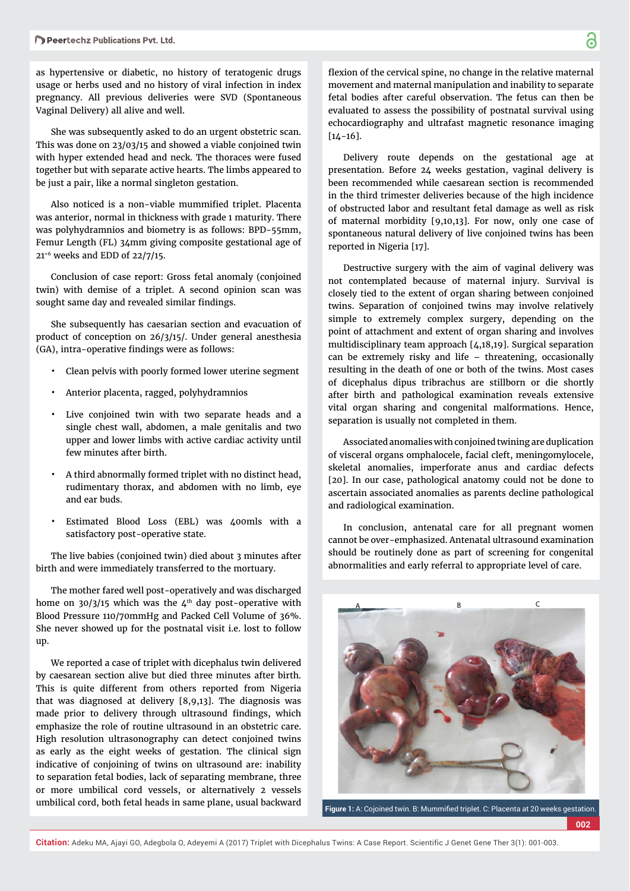as hypertensive or diabetic, no history of teratogenic drugs usage or herbs used and no history of viral infection in index pregnancy. All previous deliveries were SVD (Spontaneous Vaginal Delivery) all alive and well.

She was subsequently asked to do an urgent obstetric scan. This was done on 23/03/15 and showed a viable conjoined twin with hyper extended head and neck. The thoraces were fused together but with separate active hearts. The limbs appeared to be just a pair, like a normal singleton gestation.

Also noticed is a non-viable mummified triplet. Placenta was anterior, normal in thickness with grade 1 maturity. There was polyhydramnios and biometry is as follows: BPD-55mm, Femur Length (FL) 34mm giving composite gestational age of $21^{+6}$ weeks and EDD of 22/7/15.

Conclusion of case report: Gross fetal anomaly (conjoined twin) with demise of a triplet. A second opinion scan was sought same day and revealed similar findings.

She subsequently has caesarian section and evacuation of product of conception on 26/3/15/. Under general anesthesia (GA), intra-operative findings were as follows:

- Clean pelvis with poorly formed lower uterine segment
- Anterior placenta, ragged, polyhydramnios
- Live conjoined twin with two separate heads and a single chest wall, abdomen, a male genitalis and two upper and lower limbs with active cardiac activity until few minutes after birth.
- A third abnormally formed triplet with no distinct head, rudimentary thorax, and abdomen with no limb, eye and ear buds.
- Estimated Blood Loss (EBL) was 400mls with a satisfactory post-operative state.

The live babies (conjoined twin) died about 3 minutes after birth and were immediately transferred to the mortuary.

The mother fared well post-operatively and was discharged home on 30/3/15 which was the 4th day post-operative with Blood Pressure 110/70mmHg and Packed Cell Volume of 36%. She never showed up for the postnatal visit i.e. lost to follow up.

We reported a case of triplet with dicephalus twin delivered by caesarean section alive but died three minutes after birth. This is quite different from others reported from Nigeria that was diagnosed at delivery [8,9,13]. The diagnosis was made prior to delivery through ultrasound findings, which emphasize the role of routine ultrasound in an obstetric care. High resolution ultrasonography can detect conjoined twins as early as the eight weeks of gestation. The clinical sign indicative of conjoining of twins on ultrasound are: inability to separation fetal bodies, lack of separating membrane, three or more umbilical cord vessels, or alternatively 2 vessels umbilical cord, both fetal heads in same plane, usual backward flexion of the cervical spine, no change in the relative maternal movement and maternal manipulation and inability to separate fetal bodies after careful observation. The fetus can then be evaluated to assess the possibility of postnatal survival using echocardiography and ultrafast magnetic resonance imaging [14-16].

Delivery route depends on the gestational age at presentation. Before 24 weeks gestation, vaginal delivery is been recommended while caesarean section is recommended in the third trimester deliveries because of the high incidence of obstructed labor and resultant fetal damage as well as risk of maternal morbidity [9,10,13]. For now, only one case of spontaneous natural delivery of live conjoined twins has been reported in Nigeria [17].

Destructive surgery with the aim of vaginal delivery was not contemplated because of maternal injury. Survival is closely tied to the extent of organ sharing between conjoined twins. Separation of conjoined twins may involve relatively simple to extremely complex surgery, depending on the point of attachment and extent of organ sharing and involves multidisciplinary team approach [4,18,19]. Surgical separation can be extremely risky and life – threatening, occasionally resulting in the death of one or both of the twins. Most cases of dicephalus dipus tribrachus are stillborn or die shortly after birth and pathological examination reveals extensive vital organ sharing and congenital malformations. Hence, separation is usually not completed in them.

Associated anomalies with conjoined twining are duplication of visceral organs omphalocele, facial cleft, meningomylocele, skeletal anomalies, imperforate anus and cardiac defects [20]. In our case, pathological anatomy could not be done to ascertain associated anomalies as parents decline pathological and radiological examination.

In conclusion, antenatal care for all pregnant women cannot be over-emphasized. Antenatal ultrasound examination should be routinely done as part of screening for congenital abnormalities and early referral to appropriate level of care.

**Figure 1:** A: Cojoined twin. B: Mummified triplet. C: Placenta at 20 weeks gestation.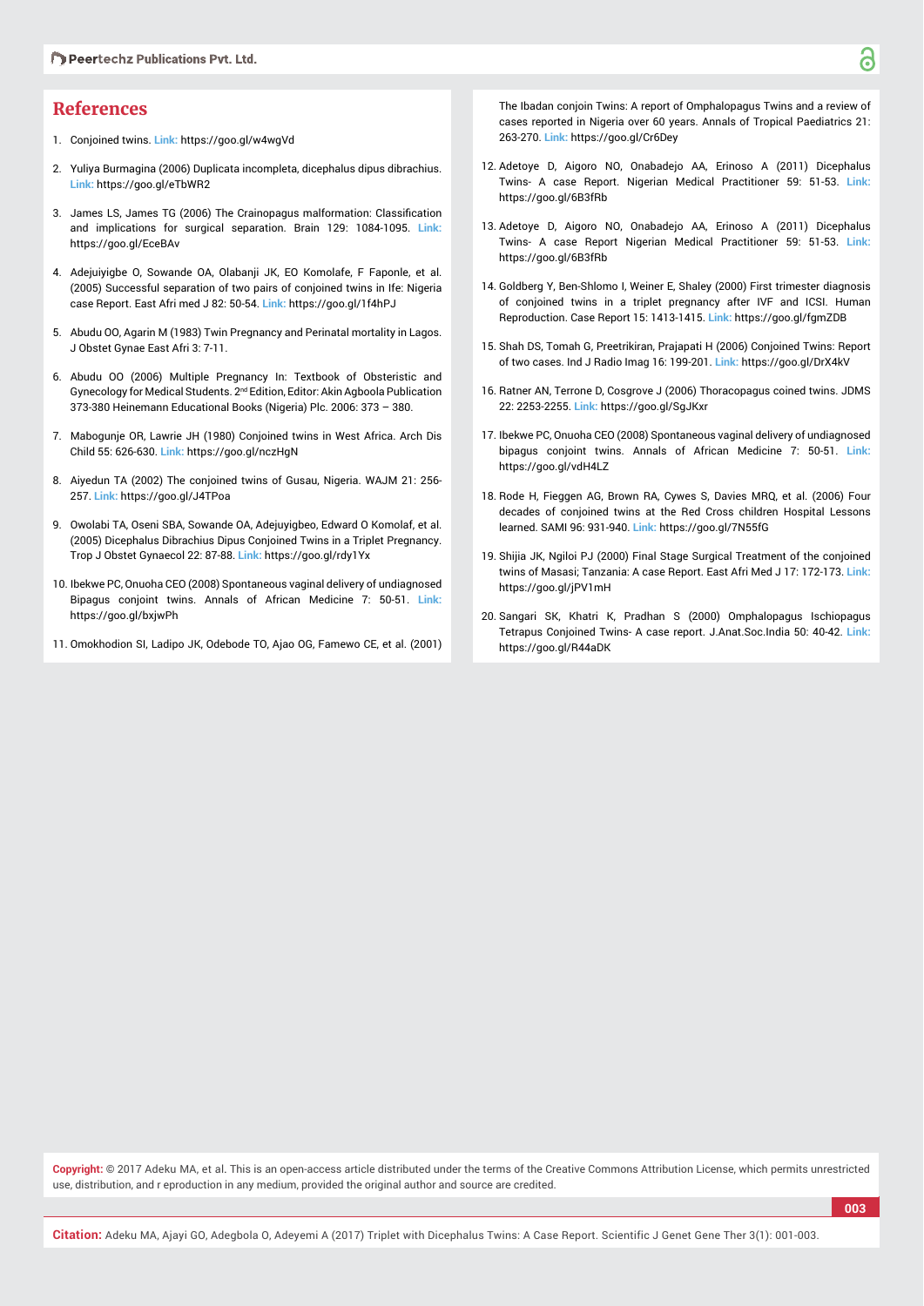## References

1. Conjoined twins. Link: https://goo.gl/w4wgVd
2. Yuliya Burmagina (2006) Duplicata incompleta, dicephalus dipus dibrachius. Link: https://goo.gl/eTbWR2
3. James LS, James TG (2006) The Crainopagus malformation: Classification and implications for surgical separation. Brain 129: 1084-1095. Link: https://goo.gl/EceBAv
4. Adejuiyigbe O, Sowande OA, Olabanji JK, EO Komolafe, F Faponle, et al. (2005) Successful separation of two pairs of conjoined twins in Ife: Nigeria case Report. East Afri med J 82: 50-54. Link: https://goo.gl/1f4hPJ
5. Abudu OO, Agarin M (1983) Twin Pregnancy and Perinatal mortality in Lagos. J Obstet Gynae East Afri 3: 7-11.
6. Abudu OO (2006) Multiple Pregnancy In: Textbook of Obsteristic and Gynecology for Medical Students. 2nd Edition, Editor: Akin Agboola Publication 373-380 Heinemann Educational Books (Nigeria) Plc. 2006: 373 – 380.
7. Mabogunje OR, Lawrie JH (1980) Conjoined twins in West Africa. Arch Dis Child 55: 626-630. Link: https://goo.gl/nczHgN
8. Aiyedun TA (2002) The conjoined twins of Gusau, Nigeria. WAJM 21: 256-257. Link: https://goo.gl/J4TPoa
9. Owolabi TA, Oseni SBA, Sowande OA, Adejuyigbeo, Edward O Komolaf, et al. (2005) Dicephalus Dibrachius Dipus Conjoined Twins in a Triplet Pregnancy. Trop J Obstet Gynaecol 22: 87-88. Link: https://goo.gl/rdy1Yx
10. Ibekwe PC, Onuoha CEO (2008) Spontaneous vaginal delivery of undiagnosed Bipagus conjoint twins. Annals of African Medicine 7: 50-51. Link: https://goo.gl/bxjwPh
11. Omokhodion SI, Ladipo JK, Odebode TO, Ajao OG, Famewo CE, et al. (2001) The Ibadan conjoin Twins: A report of Omphalopagus Twins and a review of cases reported in Nigeria over 60 years. Annals of Tropical Paediatrics 21: 263-270. Link: https://goo.gl/Cr6Dey
12. Adetoye D, Aigoro NO, Onabadejo AA, Erinoso A (2011) Dicephalus Twins- A case Report. Nigerian Medical Practitioner 59: 51-53. Link: https://goo.gl/6B3fRb
13. Adetoye D, Aigoro NO, Onabadejo AA, Erinoso A (2011) Dicephalus Twins- A case Report Nigerian Medical Practitioner 59: 51-53. Link: https://goo.gl/6B3fRb
14. Goldberg Y, Ben-Shlomo I, Weiner E, Shaley (2000) First trimester diagnosis of conjoined twins in a triplet pregnancy after IVF and ICSI. Human Reproduction. Case Report 15: 1413-1415. Link: https://goo.gl/fgmZDB
15. Shah DS, Tomah G, Preetrikiran, Prajapati H (2006) Conjoined Twins: Report of two cases. Ind J Radio Imag 16: 199-201. Link: https://goo.gl/DrX4kV
16. Ratner AN, Terrone D, Cosgrove J (2006) Thoracopagus coined twins. JDMS 22: 2253-2255. Link: https://goo.gl/SgJKxr
17. Ibekwe PC, Onuoha CEO (2008) Spontaneous vaginal delivery of undiagnosed bipagus conjoint twins. Annals of African Medicine 7: 50-51. Link: https://goo.gl/vdH4LZ
18. Rode H, Fieggen AG, Brown RA, Cywes S, Davies MRQ, et al. (2006) Four decades of conjoined twins at the Red Cross children Hospital Lessons learned. SAMI 96: 931-940. Link: https://goo.gl/7N55fG
19. Shijia JK, Ngiloi PJ (2000) Final Stage Surgical Treatment of the conjoined twins of Masasi; Tanzania: A case Report. East Afri Med J 17: 172-173. Link: https://goo.gl/jPV1mH
20. Sangari SK, Khatri K, Pradhan S (2000) Omphalopagus Ischiopagus Tetrapus Conjoined Twins- A case report. J.Anat.Soc.India 50: 40-42. Link: https://goo.gl/R44aDK

**Copyright:** © 2017 Adeku MA, et al. This is an open-access article distributed under the terms of the Creative Commons Attribution License, which permits unrestricted use, distribution, and r eproduction in any medium, provided the original author and source are credited.